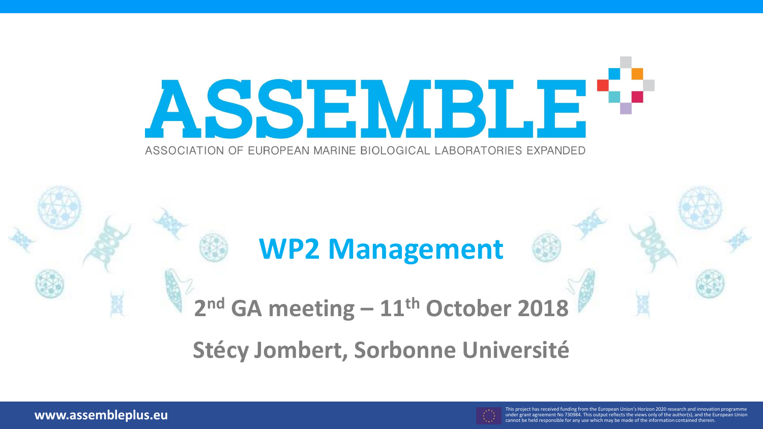# ASSEMBLE+

ASSOCIATION OF EUROPEAN MARINE BIOLOGICAL LABORATORIES EXPANDED

## WP2 Management

**2nd GA meeting – 11th October 2018**

**Stécy Jombert, Sorbonne Université**

www.assembleplus.eu

This project has received funding from the European Union's Horizon 2020 research and innovation programme under grant agreement No 730984. This output reflects the views only of the author(s), and the European Union cannot be held responsible for any use which may be made of the information contained therein.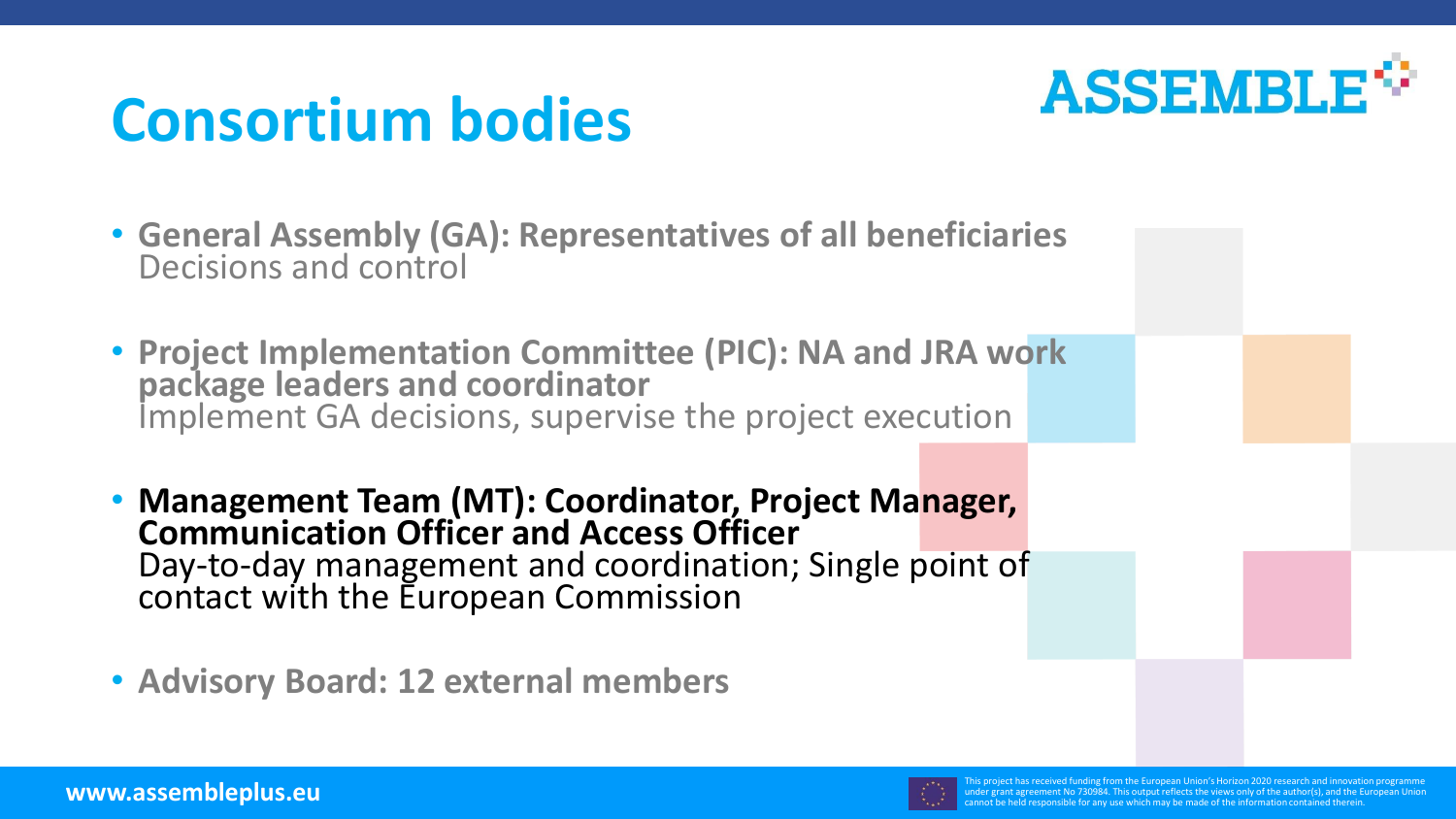# Consortium bodies

- **General Assembly (GA): Representatives of all beneficiaries**
  Decisions and control
- **Project Implementation Committee (PIC): NA and JRA work package leaders and coordinator**
  Implement GA decisions, supervise the project execution
- **Management Team (MT): Coordinator, Project Manager, Communication Officer and Access Officer**
  Day-to-day management and coordination; Single point of contact with the European Commission
- **Advisory Board: 12 external members**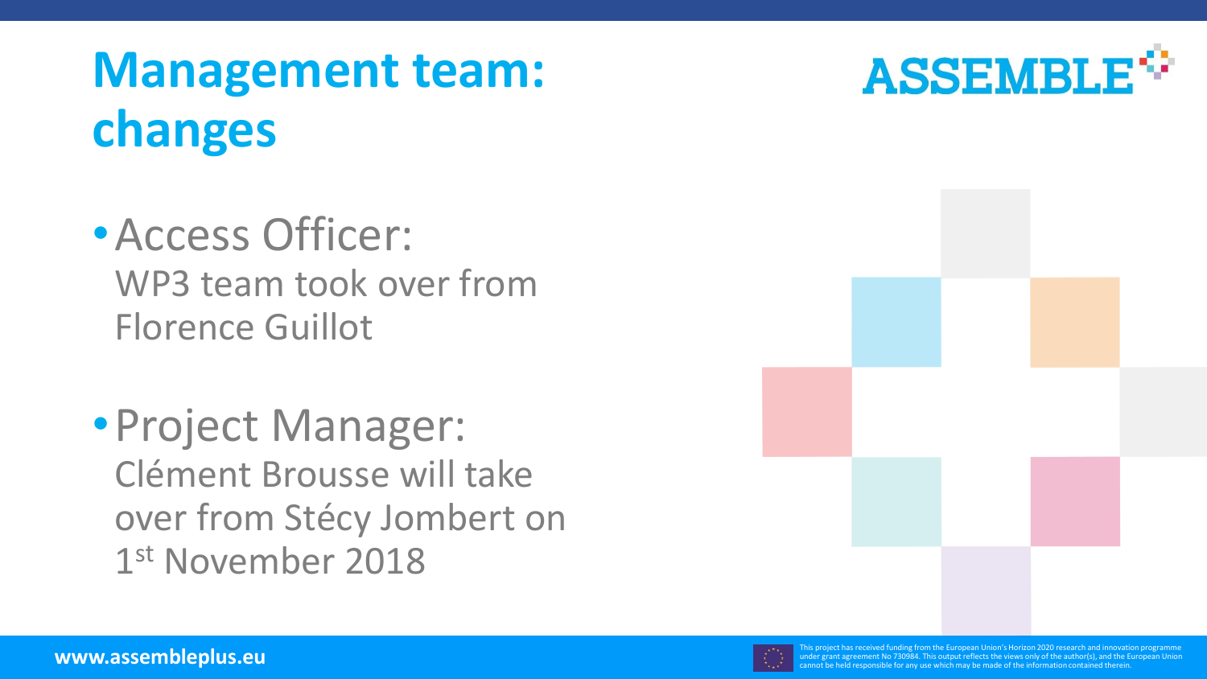# Management team: changes

- Access Officer:
  WP3 team took over from Florence Guillot

- Project Manager:
  Clément Brousse will take over from Stécy Jombert on 1st November 2018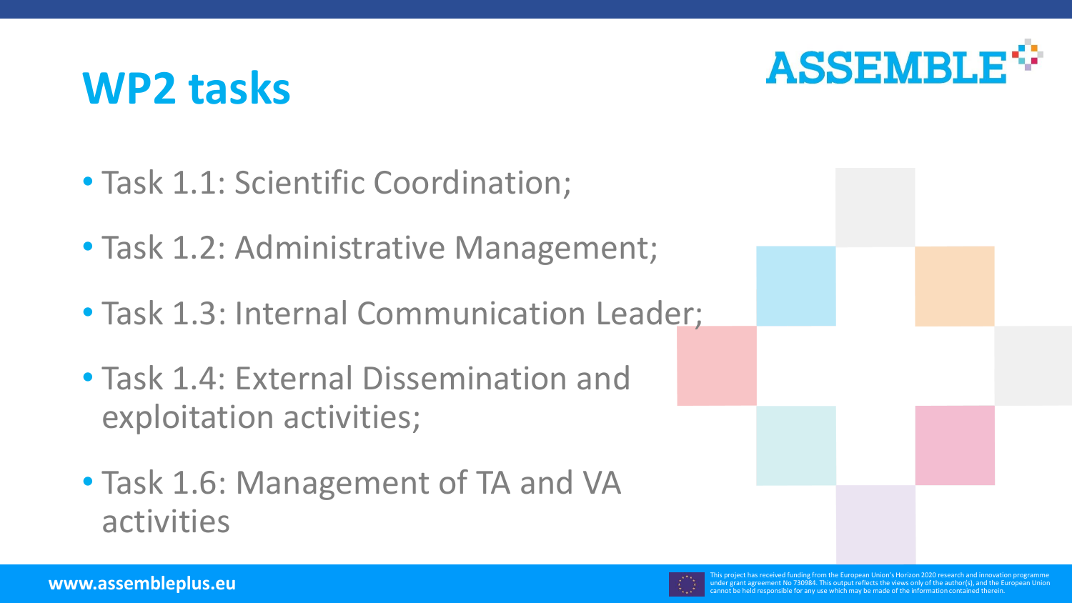# WP2 tasks

- Task 1.1: Scientific Coordination;
- Task 1.2: Administrative Management;
- Task 1.3: Internal Communication Leader;
- Task 1.4: External Dissemination and exploitation activities;
- Task 1.6: Management of TA and VA activities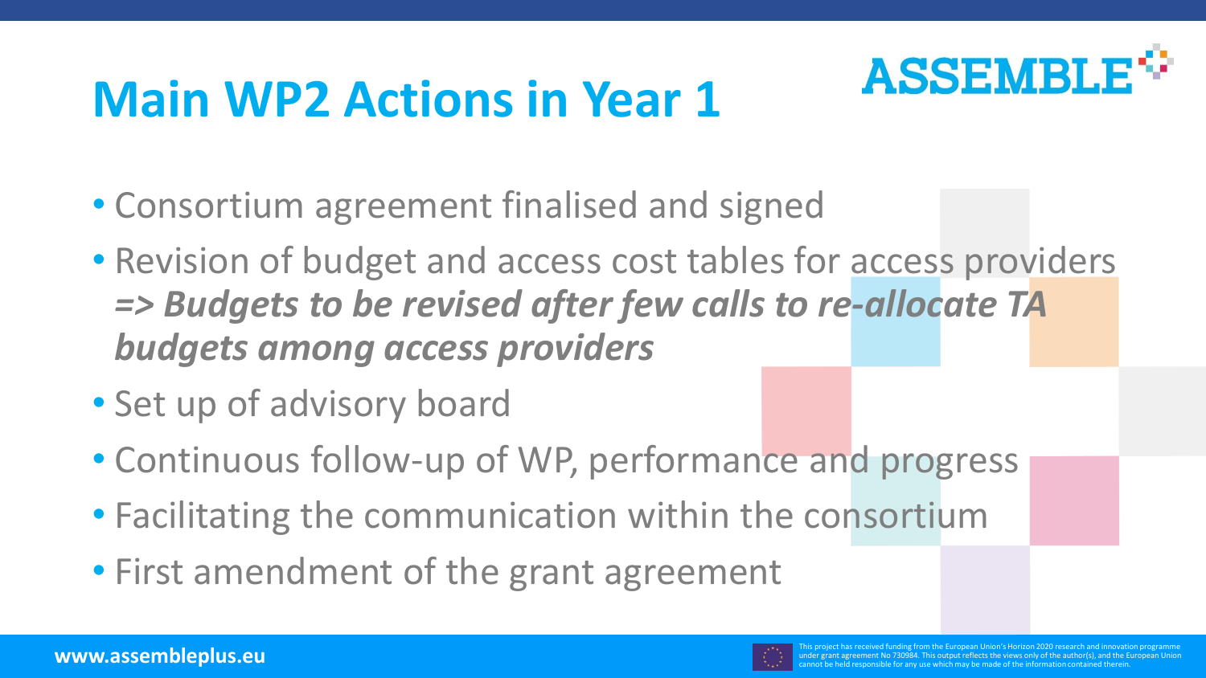# Main WP2 Actions in Year 1

ASSEMBLE

- Consortium agreement finalised and signed
- Revision of budget and access cost tables for access providers
  ***=> Budgets to be revised after few calls to re-allocate TA budgets among access providers***
- Set up of advisory board
- Continuous follow-up of WP, performance and progress
- Facilitating the communication within the consortium
- First amendment of the grant agreement

**www.assembleplus.eu**

This project has received funding from the European Union's Horizon 2020 research and innovation programme under grant agreement No 730984. This output reflects the views only of the author(s), and the European Union cannot be held responsible for any use which may be made of the information contained therein.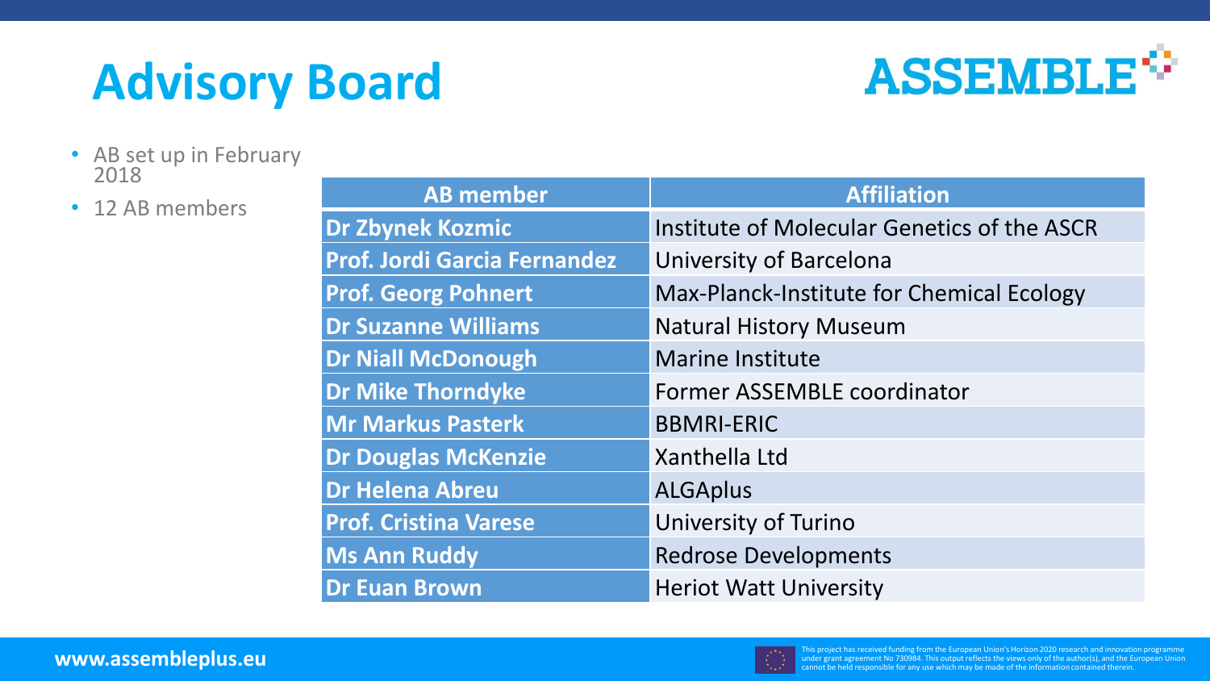# Advisory Board

ASSEMBLE

- AB set up in February 2018
- 12 AB members

| AB member | Affiliation |
| --- | --- |
| Dr Zbynek Kozmic | Institute of Molecular Genetics of the ASCR |
| Prof. Jordi Garcia Fernandez | University of Barcelona |
| Prof. Georg Pohnert | Max-Planck-Institute for Chemical Ecology |
| Dr Suzanne Williams | Natural History Museum |
| Dr Niall McDonough | Marine Institute |
| Dr Mike Thorndyke | Former ASSEMBLE coordinator |
| Mr Markus Pasterk | BBMRI-ERIC |
| Dr Douglas McKenzie | Xanthella Ltd |
| Dr Helena Abreu | ALGAplus |
| Prof. Cristina Varese | University of Turino |
| Ms Ann Ruddy | Redrose Developments |
| Dr Euan Brown | Heriot Watt University |

www.assembleplus.eu

This project has received funding from the European Union's Horizon 2020 research and innovation programme under grant agreement No 730984. This output reflects the views only of the author(s), and the European Union cannot be held responsible for any use which may be made of the information contained therein.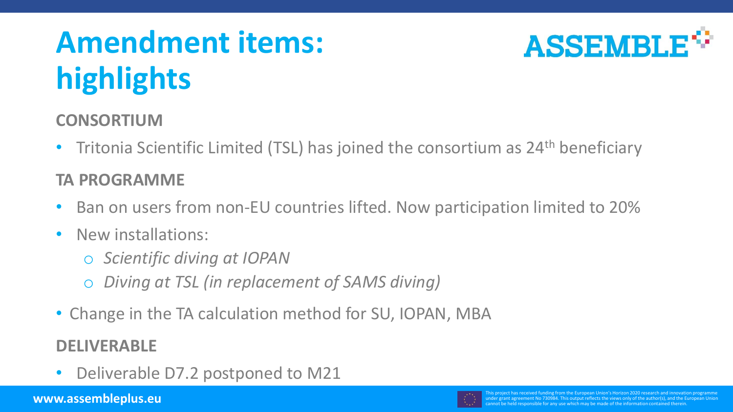# Amendment items: highlights

## CONSORTIUM

- Tritonia Scientific Limited (TSL) has joined the consortium as 24th beneficiary

## TA PROGRAMME

- Ban on users from non-EU countries lifted. Now participation limited to 20%
- New installations:
  - *Scientific diving at IOPAN*
  - *Diving at TSL (in replacement of SAMS diving)*
- Change in the TA calculation method for SU, IOPAN, MBA

## DELIVERABLE

- Deliverable D7.2 postponed to M21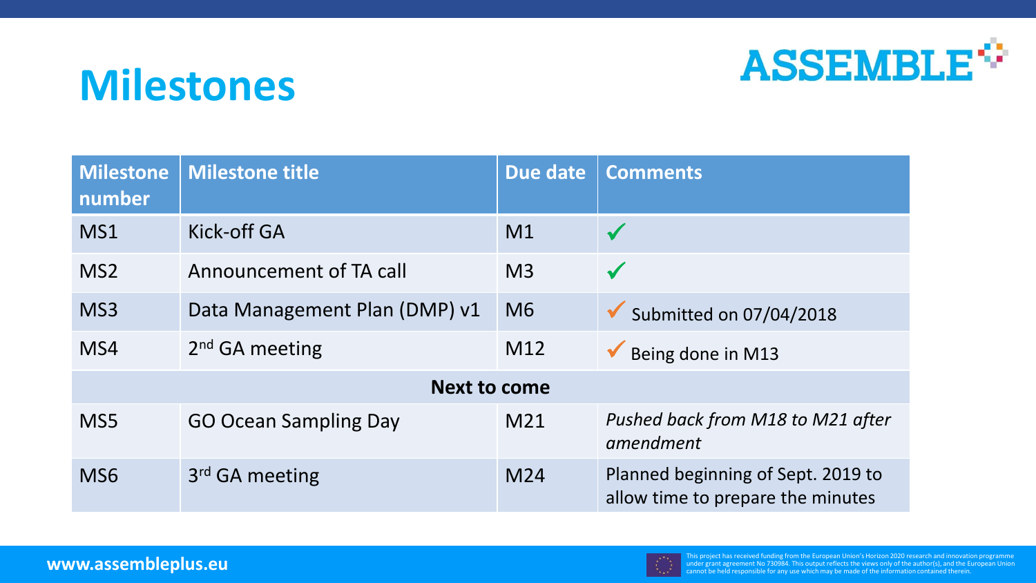# Milestones

| Milestone number | Milestone title | Due date | Comments |
|---|---|---|---|
| MS1 | Kick-off GA | M1 | ✓ |
| MS2 | Announcement of TA call | M3 | ✓ |
| MS3 | Data Management Plan (DMP) v1 | M6 | ✓ Submitted on 07/04/2018 |
| MS4 | 2nd GA meeting | M12 | ✓ Being done in M13 |
| **Next to come** | | | |
| MS5 | GO Ocean Sampling Day | M21 | *Pushed back from M18 to M21 after amendment* |
| MS6 | 3rd GA meeting | M24 | Planned beginning of Sept. 2019 to allow time to prepare the minutes |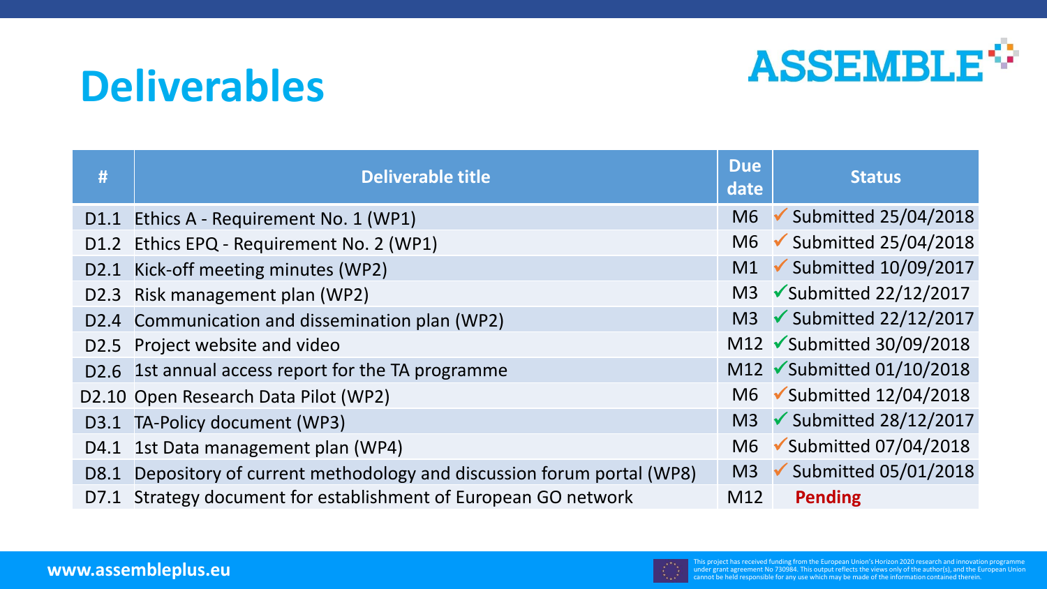# Deliverables

ASSEMBLE

| # | Deliverable title | Due date | Status |
|---|---|---|---|
| D1.1 | Ethics A - Requirement No. 1 (WP1) | M6 | ✓ Submitted 25/04/2018 |
| D1.2 | Ethics EPQ - Requirement No. 2 (WP1) | M6 | ✓ Submitted 25/04/2018 |
| D2.1 | Kick-off meeting minutes (WP2) | M1 | ✓ Submitted 10/09/2017 |
| D2.3 | Risk management plan (WP2) | M3 | ✓Submitted 22/12/2017 |
| D2.4 | Communication and dissemination plan (WP2) | M3 | ✓ Submitted 22/12/2017 |
| D2.5 | Project website and video | M12 | ✓Submitted 30/09/2018 |
| D2.6 | 1st annual access report for the TA programme | M12 | ✓Submitted 01/10/2018 |
| D2.10 | Open Research Data Pilot (WP2) | M6 | ✓Submitted 12/04/2018 |
| D3.1 | TA-Policy document (WP3) | M3 | ✓ Submitted 28/12/2017 |
| D4.1 | 1st Data management plan (WP4) | M6 | ✓Submitted 07/04/2018 |
| D8.1 | Depository of current methodology and discussion forum portal (WP8) | M3 | ✓ Submitted 05/01/2018 |
| D7.1 | Strategy document for establishment of European GO network | M12 | **Pending** |

www.assembleplus.eu

This project has received funding from the European Union's Horizon 2020 research and innovation programme under grant agreement No 730984. This output reflects the views only of the author(s), and the European Union cannot be held responsible for any use which may be made of the information contained therein.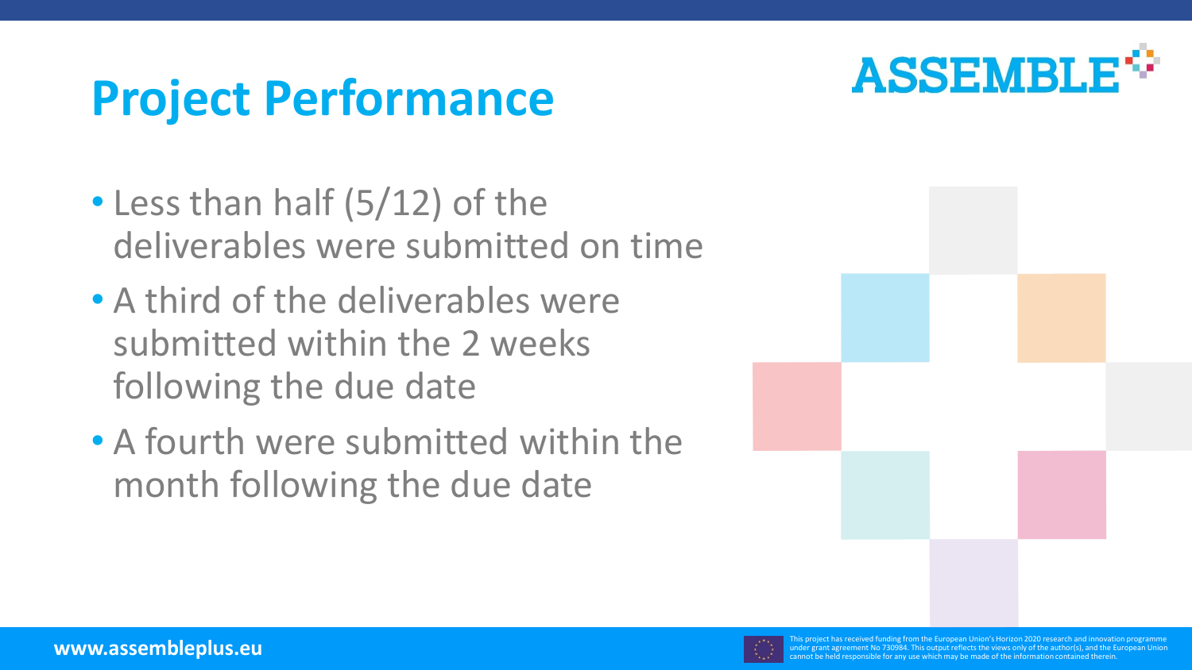# Project Performance

- Less than half (5/12) of the deliverables were submitted on time
- A third of the deliverables were submitted within the 2 weeks following the due date
- A fourth were submitted within the month following the due date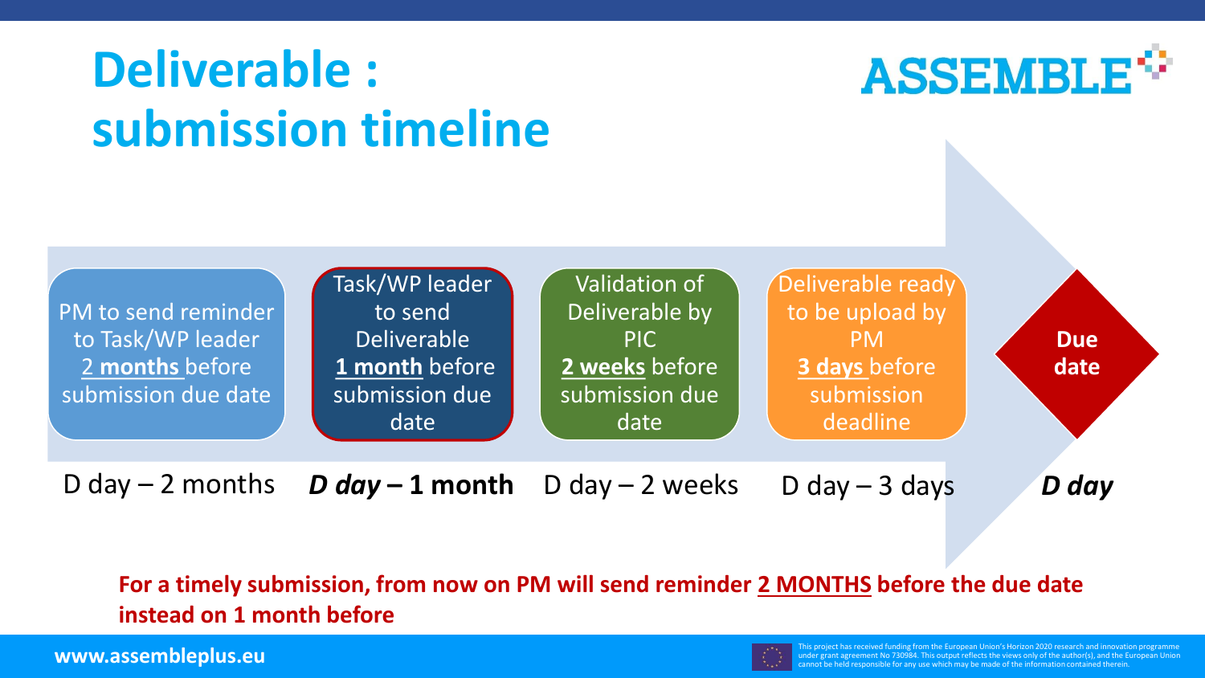# Deliverable : submission timeline

ASSEMBLE

PM to send reminder to Task/WP leader <u>**2 months**</u> before submission due date

Task/WP leader to send Deliverable <u>**1 month**</u> before submission due date

Validation of Deliverable by PIC <u>**2 weeks**</u> before submission due date

Deliverable ready to be upload by PM <u>**3 days**</u> before submission deadline

**Due date**

D day – 2 months

***D day* – 1 month**

D day – 2 weeks

D day – 3 days

***D day***

**For a timely submission, from now on PM will send reminder <u>2 MONTHS</u> before the due date instead on 1 month before**

**www.assembleplus.eu**

This project has received funding from the European Union's Horizon 2020 research and innovation programme under grant agreement No 730984. This output reflects the views only of the author(s), and the European Union cannot be held responsible for any use which may be made of the information contained therein.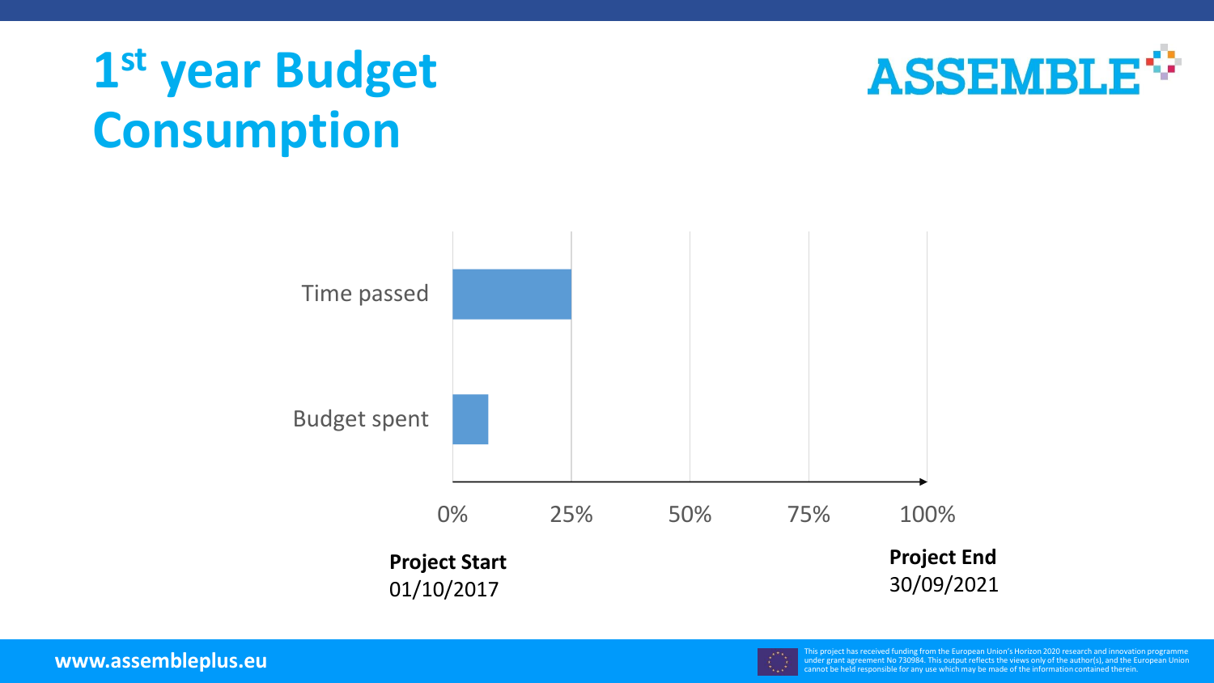# 1st year Budget Consumption

Time passed

Budget spent

0% 25% 50% 75% 100%

**Project Start**
01/10/2017

**Project End**
30/09/2021

**www.assembleplus.eu**

This project has received funding from the European Union's Horizon 2020 research and innovation programme under grant agreement No 730984. This output reflects the views only of the author(s), and the European Union cannot be held responsible for any use which may be made of the information contained therein.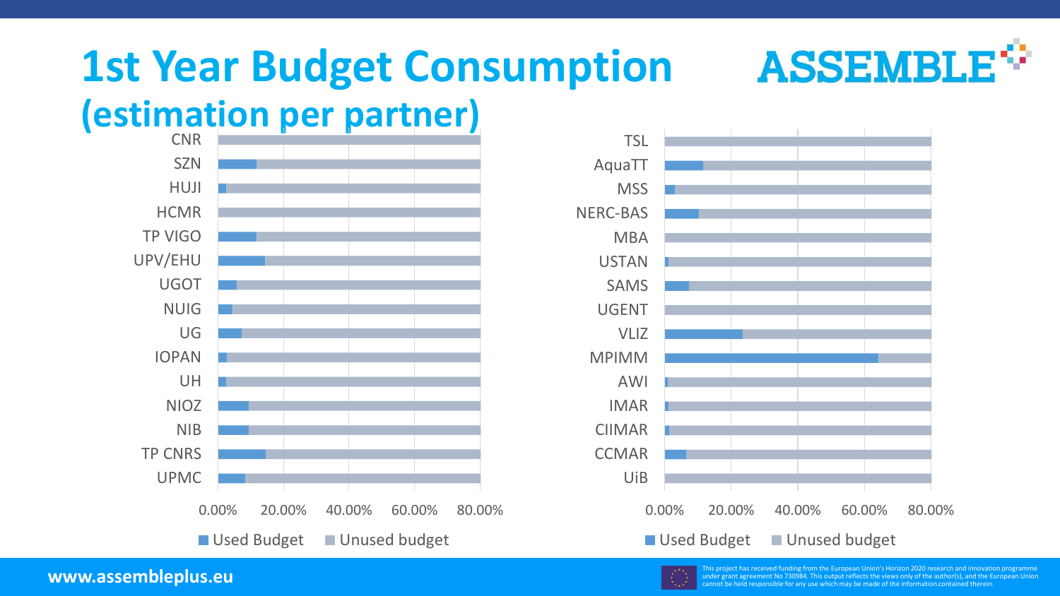# 1st Year Budget Consumption (estimation per partner)

CNR
SZN
HUJI
HCMR
TP VIGO
UPV/EHU
UGOT
NUIG
UG
IOPAN
UH
NIOZ
NIB
TP CNRS
UPMC

0.00% 20.00% 40.00% 60.00% 80.00%

Used Budget  Unused budget

TSL
AquaTT
MSS
NERC-BAS
MBA
USTAN
SAMS
UGENT
VLIZ
MPIMM
AWI
IMAR
CIIMAR
CCMAR
UiB

0.00% 20.00% 40.00% 60.00% 80.00%

Used Budget  Unused budget

www.assembleplus.eu

This project has received funding from the European Union's Horizon 2020 research and innovation programme under grant agreement No 730984. This output reflects the views only of the author(s), and the European Union cannot be held responsible for any use which may be made of the information contained therein.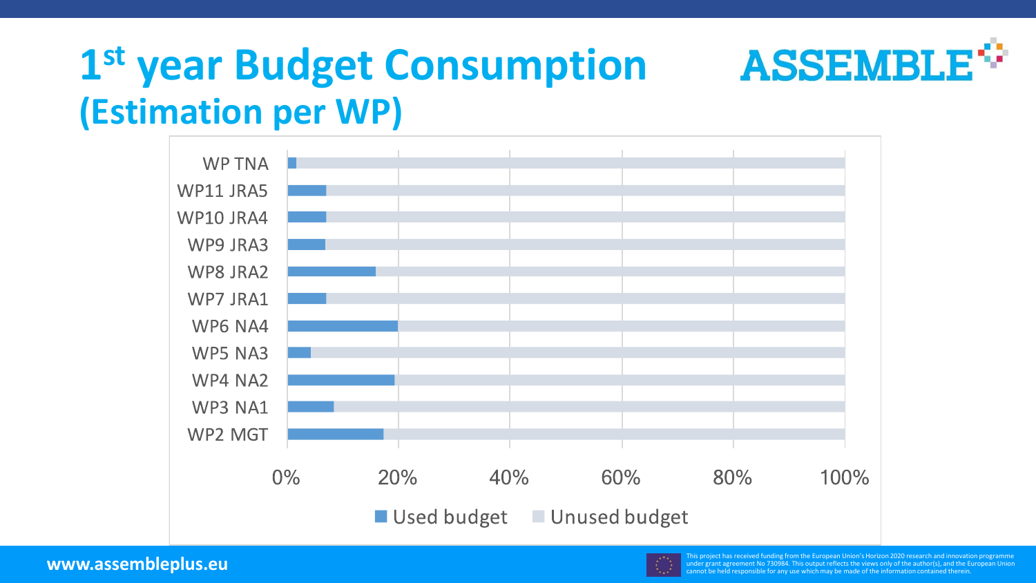# 1st year Budget Consumption (Estimation per WP)

ASSEMBLE

| WP | Used budget |
| --- | --- |
| WP TNA | ~1.5% |
| WP11 JRA5 | ~7% |
| WP10 JRA4 | ~7% |
| WP9 JRA3 | ~7% |
| WP8 JRA2 | ~16% |
| WP7 JRA1 | ~7% |
| WP6 NA4 | ~20% |
| WP5 NA3 | ~4% |
| WP4 NA2 | ~19% |
| WP3 NA1 | ~8% |
| WP2 MGT | ~17% |

Legend: Used budget, Unused budget (axis 0%–100%)

www.assembleplus.eu

This project has received funding from the European Union's Horizon 2020 research and innovation programme under grant agreement No 730984. This output reflects the views only of the author(s), and the European Union cannot be held responsible for any use which may be made of the information contained therein.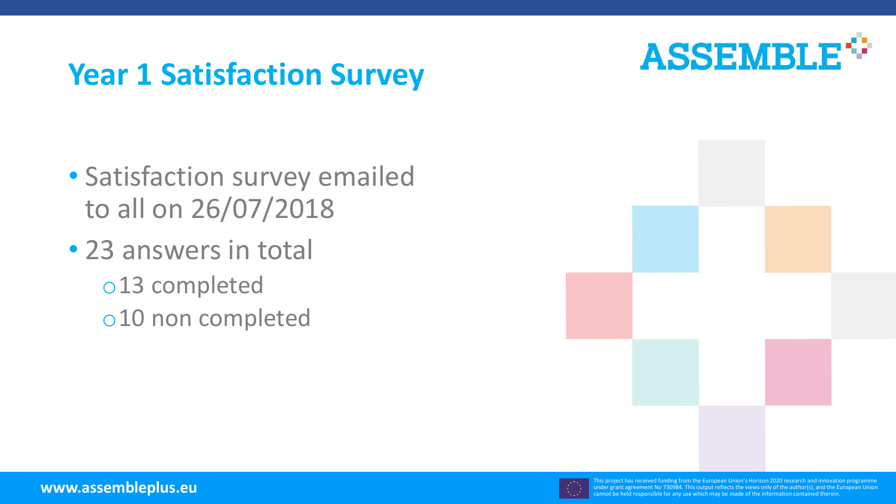# Year 1 Satisfaction Survey

- Satisfaction survey emailed to all on 26/07/2018
- 23 answers in total
  - 13 completed
  - 10 non completed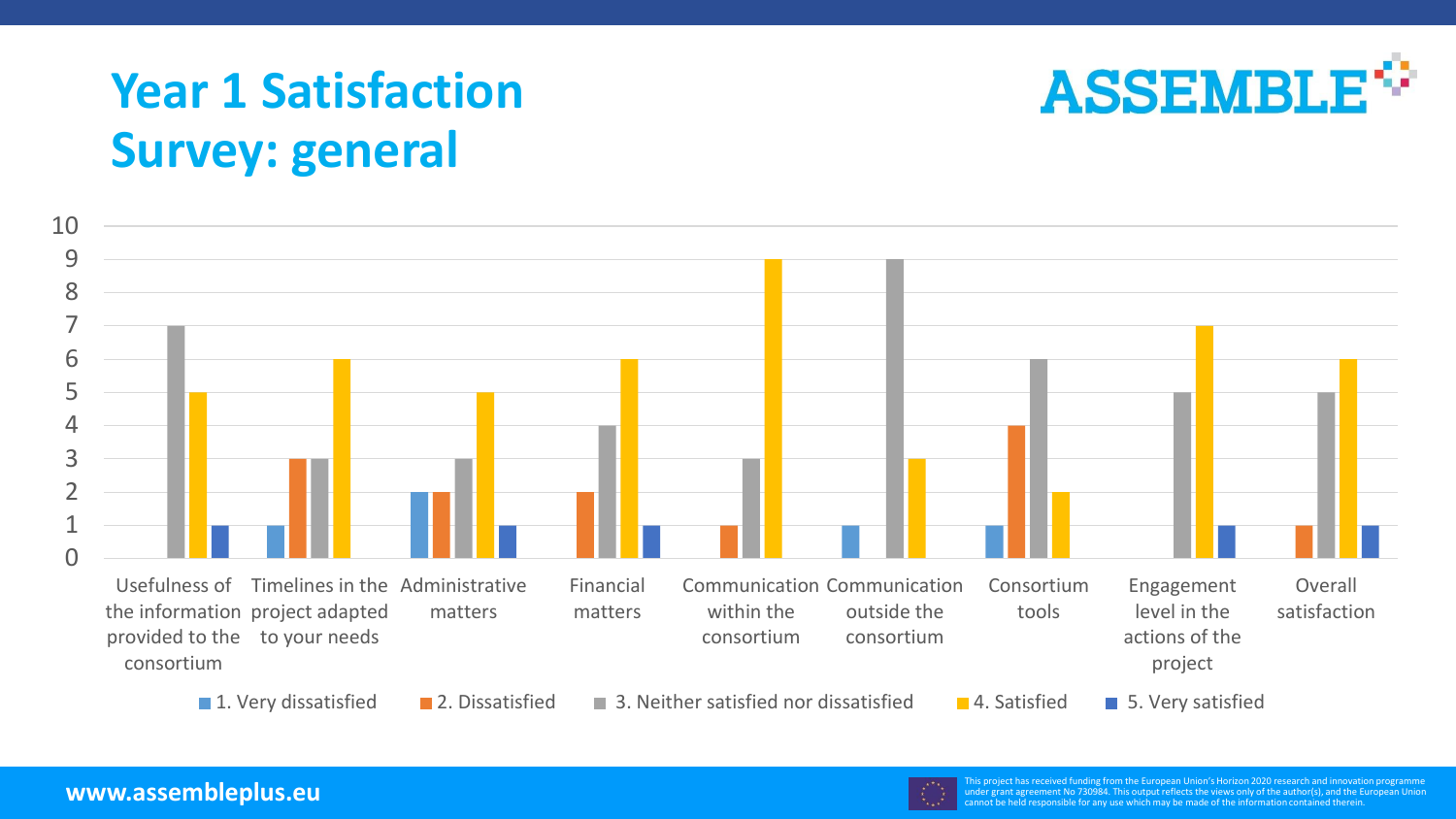# Year 1 Satisfaction Survey: general

ASSEMBLE

10
9
8
7
6
5
4
3
2
1
0

Usefulness of the information provided to the consortium

Timelines in the project adapted to your needs

Administrative matters

Financial matters

Communication within the consortium

Communication outside the consortium

Consortium tools

Engagement level in the actions of the project

Overall satisfaction

1. Very dissatisfied
2. Dissatisfied
3. Neither satisfied nor dissatisfied
4. Satisfied
5. Very satisfied

**www.assembleplus.eu**

This project has received funding from the European Union's Horizon 2020 research and innovation programme under grant agreement No 730984. This output reflects the views only of the author(s), and the European Union cannot be held responsible for any use which may be made of the information contained therein.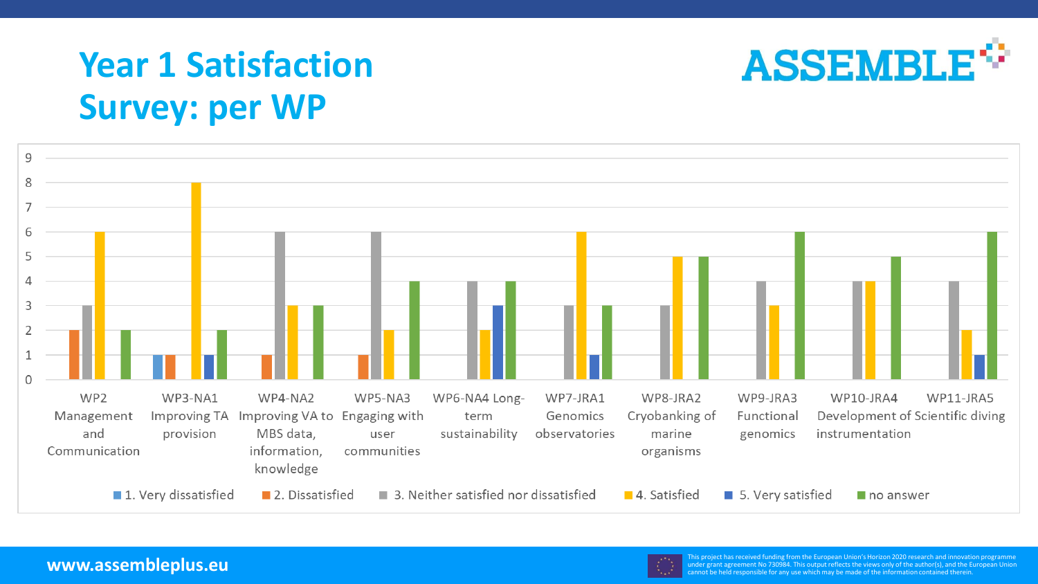# Year 1 Satisfaction Survey: per WP

| Work Package | 1. Very dissatisfied | 2. Dissatisfied | 3. Neither satisfied nor dissatisfied | 4. Satisfied | 5. Very satisfied | no answer |
|---|---|---|---|---|---|---|
| WP2 Management and Communication | | 2 | 3 | 6 | | 2 |
| WP3-NA1 Improving TA provision | 1 | 1 | | 8 | 1 | 2 |
| WP4-NA2 Improving VA to MBS data, information, knowledge | | 1 | 6 | 3 | | 3 |
| WP5-NA3 Engaging with user communities | | 1 | 6 | 2 | | 4 |
| WP6-NA4 Long-term sustainability | | | 4 | 2 | 3 | 4 |
| WP7-JRA1 Genomics observatories | | | 3 | 6 | 1 | 3 |
| WP8-JRA2 Cryobanking of marine organisms | | | 3 | 5 | | 5 |
| WP9-JRA3 Functional genomics | | | 4 | 3 | | 6 |
| WP10-JRA4 Development of instrumentation | | | 4 | 4 | | 5 |
| WP11-JRA5 Scientific diving | | | 4 | 2 | 1 | 6 |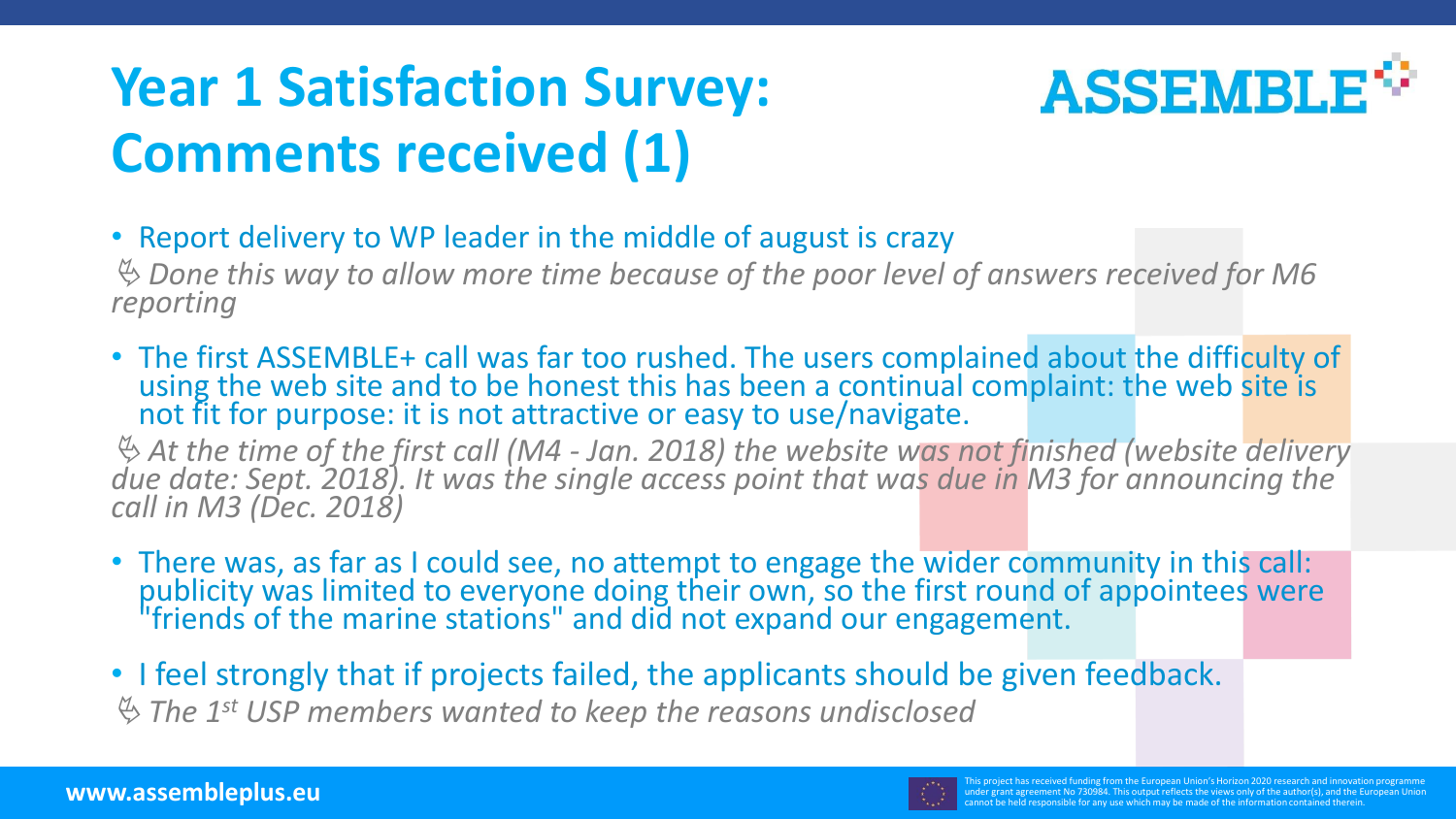# Year 1 Satisfaction Survey: Comments received (1)

- Report delivery to WP leader in the middle of august is crazy

↬ *Done this way to allow more time because of the poor level of answers received for M6 reporting*

- The first ASSEMBLE+ call was far too rushed. The users complained about the difficulty of using the web site and to be honest this has been a continual complaint: the web site is not fit for purpose: it is not attractive or easy to use/navigate.

↬ *At the time of the first call (M4 - Jan. 2018) the website was not finished (website delivery due date: Sept. 2018). It was the single access point that was due in M3 for announcing the call in M3 (Dec. 2018)*

- There was, as far as I could see, no attempt to engage the wider community in this call: publicity was limited to everyone doing their own, so the first round of appointees were "friends of the marine stations" and did not expand our engagement.

- I feel strongly that if projects failed, the applicants should be given feedback.

↬ *The 1st USP members wanted to keep the reasons undisclosed*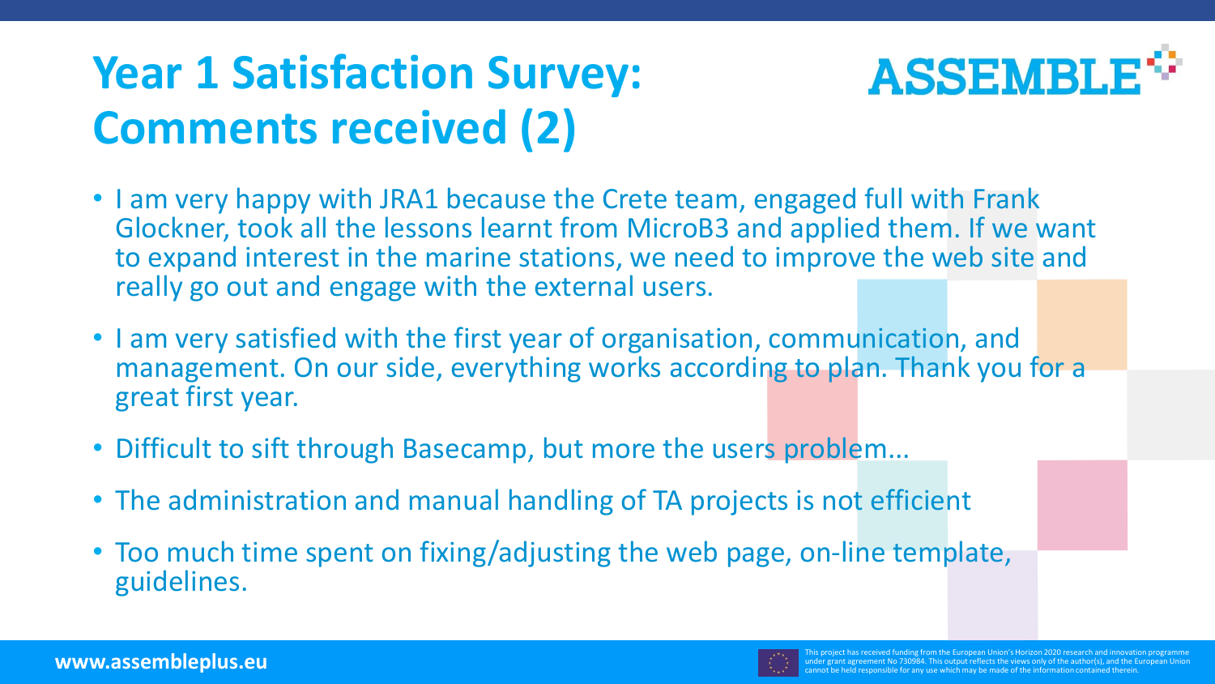# Year 1 Satisfaction Survey: Comments received (2)

- I am very happy with JRA1 because the Crete team, engaged full with Frank Glockner, took all the lessons learnt from MicroB3 and applied them. If we want to expand interest in the marine stations, we need to improve the web site and really go out and engage with the external users.
- I am very satisfied with the first year of organisation, communication, and management. On our side, everything works according to plan. Thank you for a great first year.
- Difficult to sift through Basecamp, but more the users problem…
- The administration and manual handling of TA projects is not efficient
- Too much time spent on fixing/adjusting the web page, on-line template, guidelines.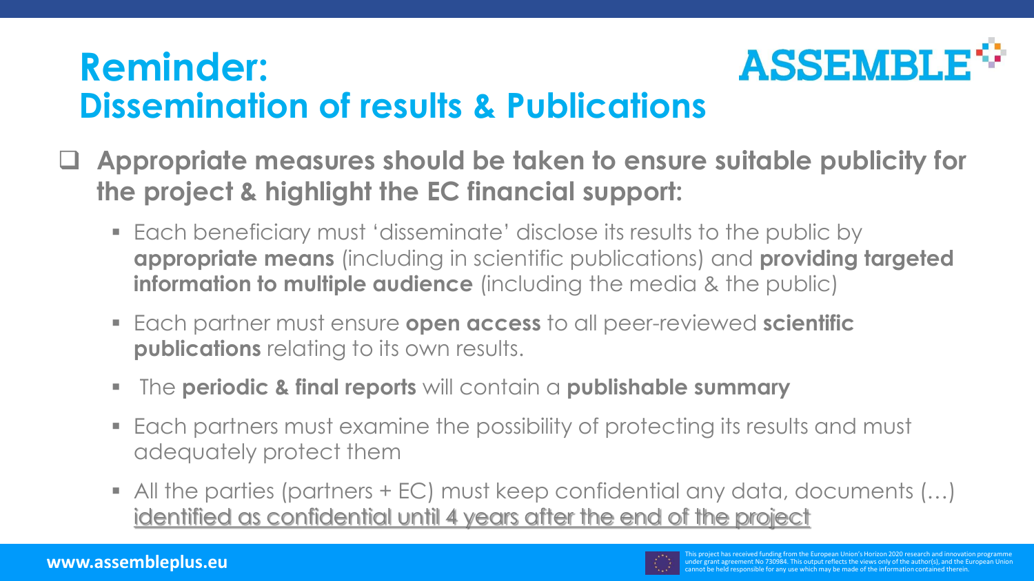# Reminder: Dissemination of results & Publications

ASSEMBLE+

- **Appropriate measures should be taken to ensure suitable publicity for the project & highlight the EC financial support:**
  - Each beneficiary must 'disseminate' disclose its results to the public by **appropriate means** (including in scientific publications) and **providing targeted information to multiple audience** (including the media & the public)
  - Each partner must ensure **open access** to all peer-reviewed **scientific publications** relating to its own results.
  - The **periodic & final reports** will contain a **publishable summary**
  - Each partners must examine the possibility of protecting its results and must adequately protect them
  - All the parties (partners + EC) must keep confidential any data, documents (…) identified as confidential until 4 years after the end of the project

www.assembleplus.eu

This project has received funding from the European Union's Horizon 2020 research and innovation programme under grant agreement No 730984. This output reflects the views only of the author(s), and the European Union cannot be held responsible for any use which may be made of the information contained therein.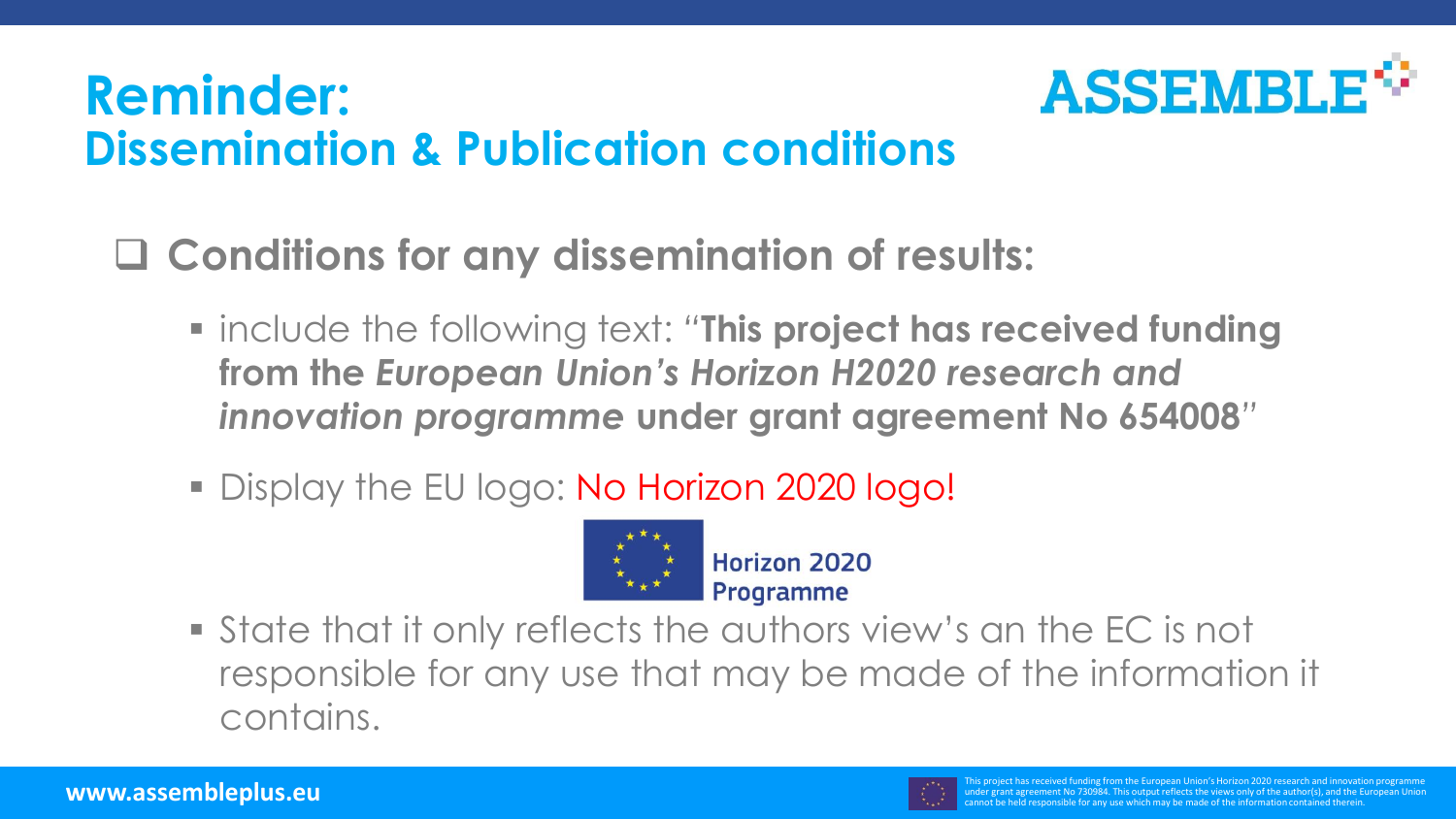# Reminder:
## Dissemination & Publication conditions

- **Conditions for any dissemination of results:**
  - include the following text: "**This project has received funding from the *European Union's Horizon H2020 research and innovation programme* under grant agreement No 654008**"
  - Display the EU logo: No Horizon 2020 logo!

Horizon 2020 Programme

  - State that it only reflects the authors view's an the EC is not responsible for any use that may be made of the information it contains.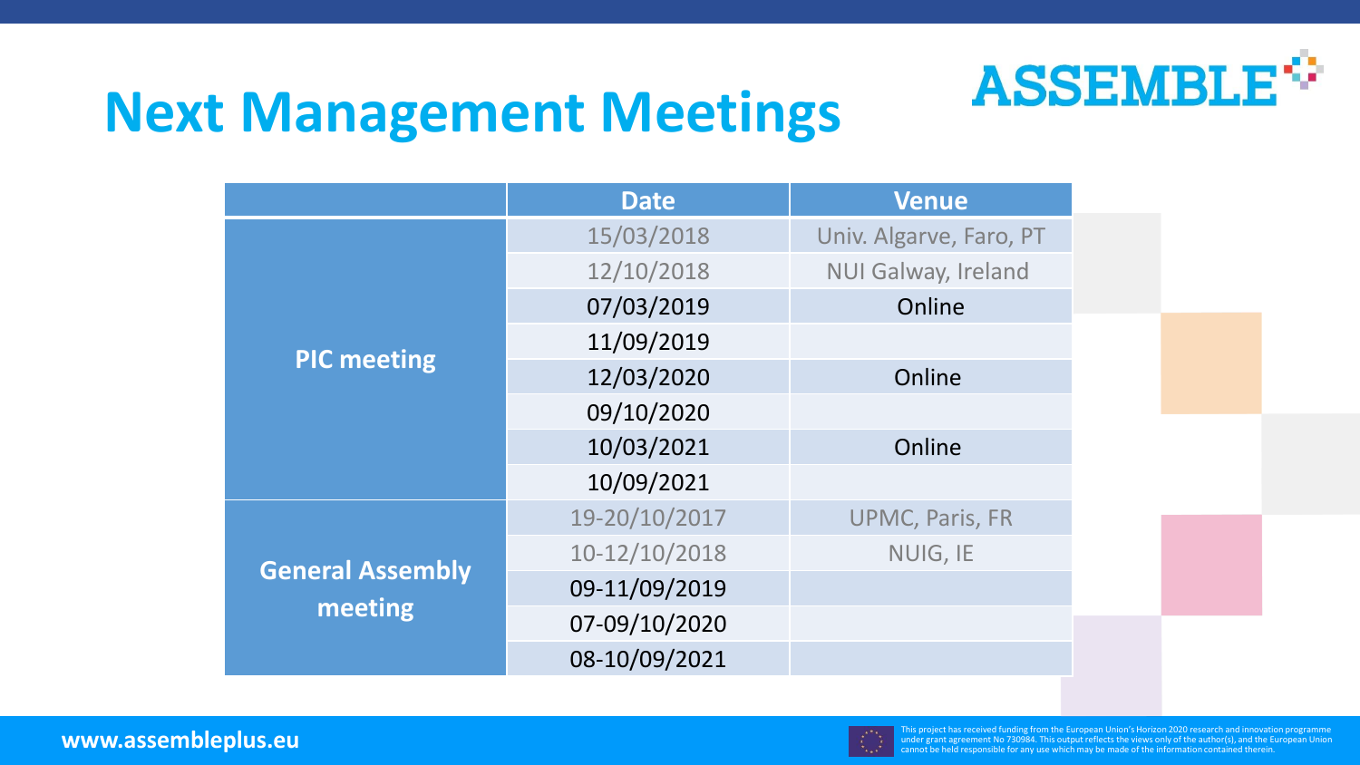# Next Management Meetings

ASSEMBLE

| | Date | Venue |
|---|---|---|
| PIC meeting | 15/03/2018 | Univ. Algarve, Faro, PT |
| | 12/10/2018 | NUI Galway, Ireland |
| | 07/03/2019 | Online |
| | 11/09/2019 | |
| | 12/03/2020 | Online |
| | 09/10/2020 | |
| | 10/03/2021 | Online |
| | 10/09/2021 | |
| General Assembly meeting | 19-20/10/2017 | UPMC, Paris, FR |
| | 10-12/10/2018 | NUIG, IE |
| | 09-11/09/2019 | |
| | 07-09/10/2020 | |
| | 08-10/09/2021 | |

www.assembleplus.eu

This project has received funding from the European Union's Horizon 2020 research and innovation programme under grant agreement No 730984. This output reflects the views only of the author(s), and the European Union cannot be held responsible for any use which may be made of the information contained therein.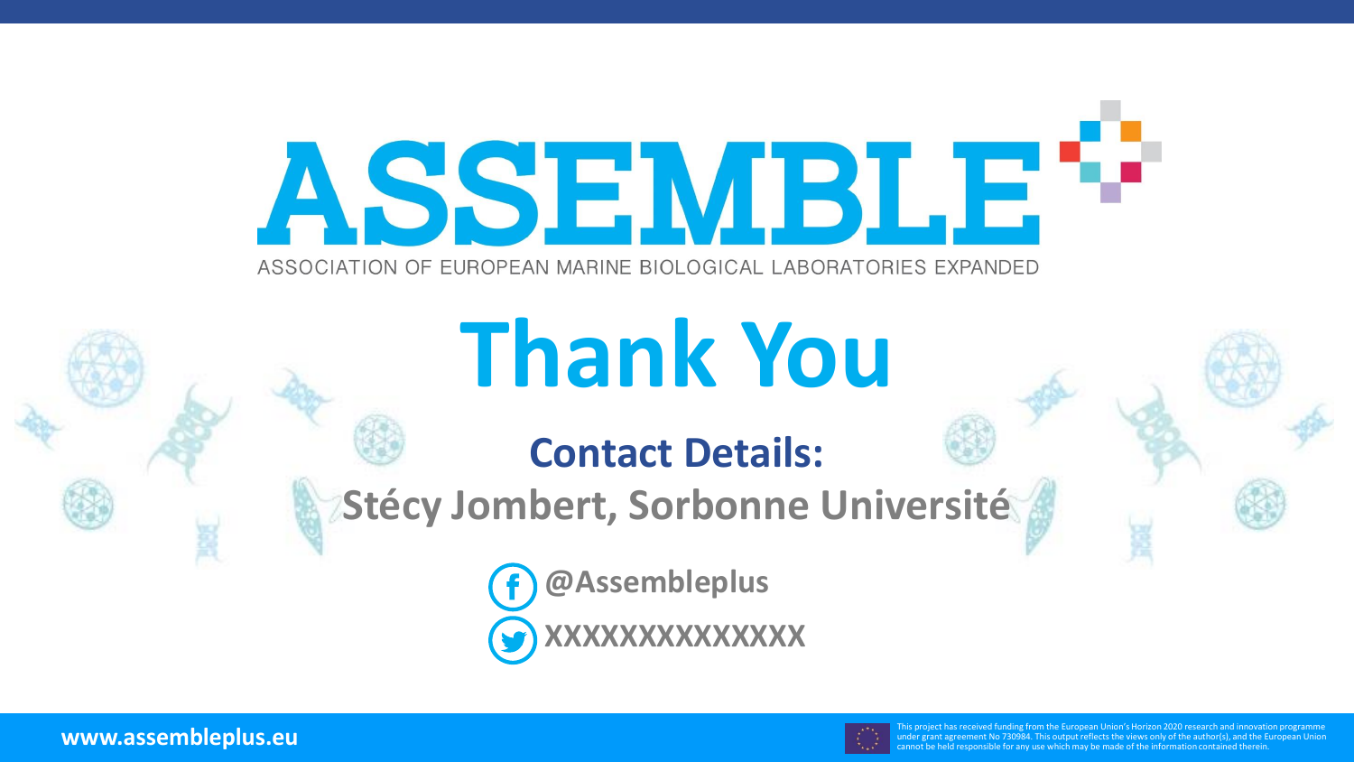# ASSEMBLE

ASSOCIATION OF EUROPEAN MARINE BIOLOGICAL LABORATORIES EXPANDED

# Thank You

## Contact Details:

**Stécy Jombert, Sorbonne Université**

**@Assembleplus**

**XXXXXXXXXXXXXX**

**www.assembleplus.eu**

This project has received funding from the European Union's Horizon 2020 research and innovation programme under grant agreement No 730984. This output reflects the views only of the author(s), and the European Union cannot be held responsible for any use which may be made of the information contained therein.